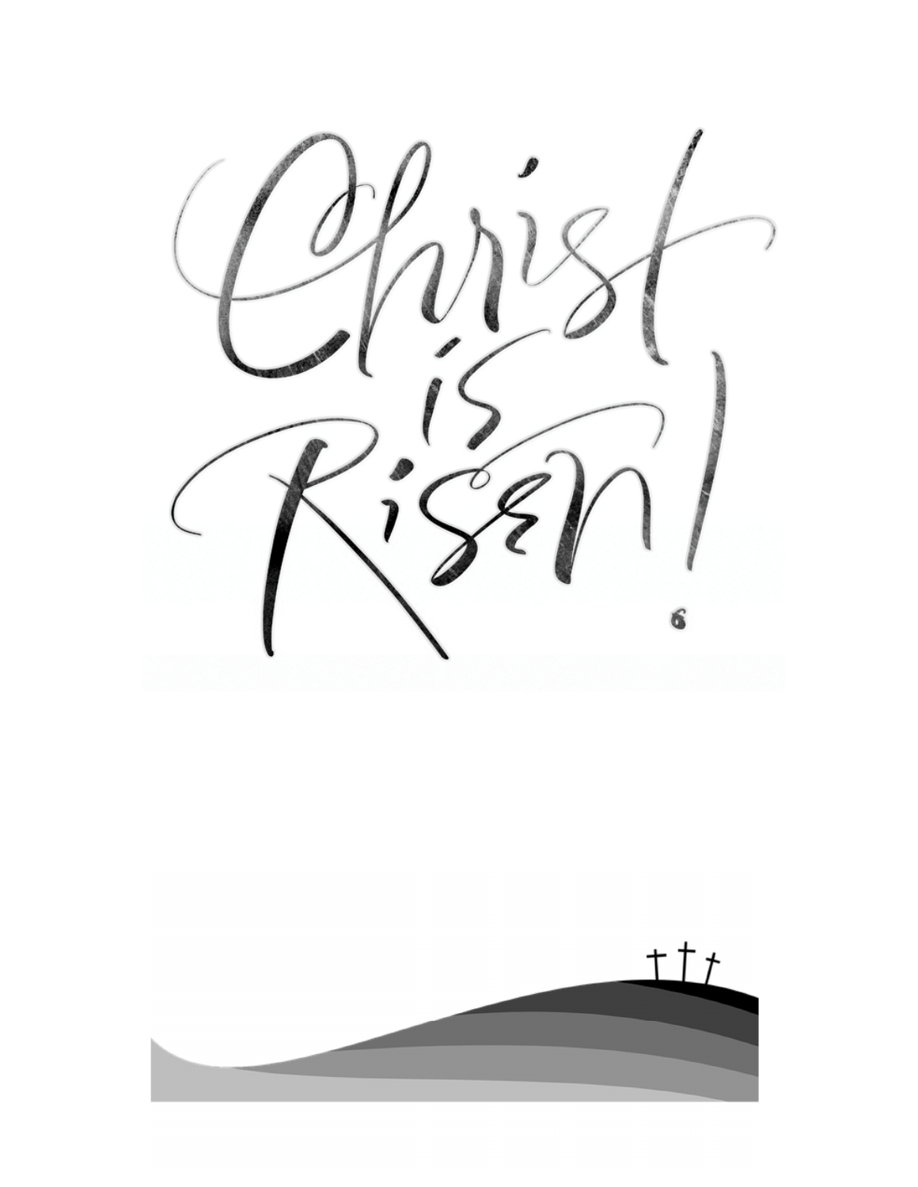# Christ is Risen!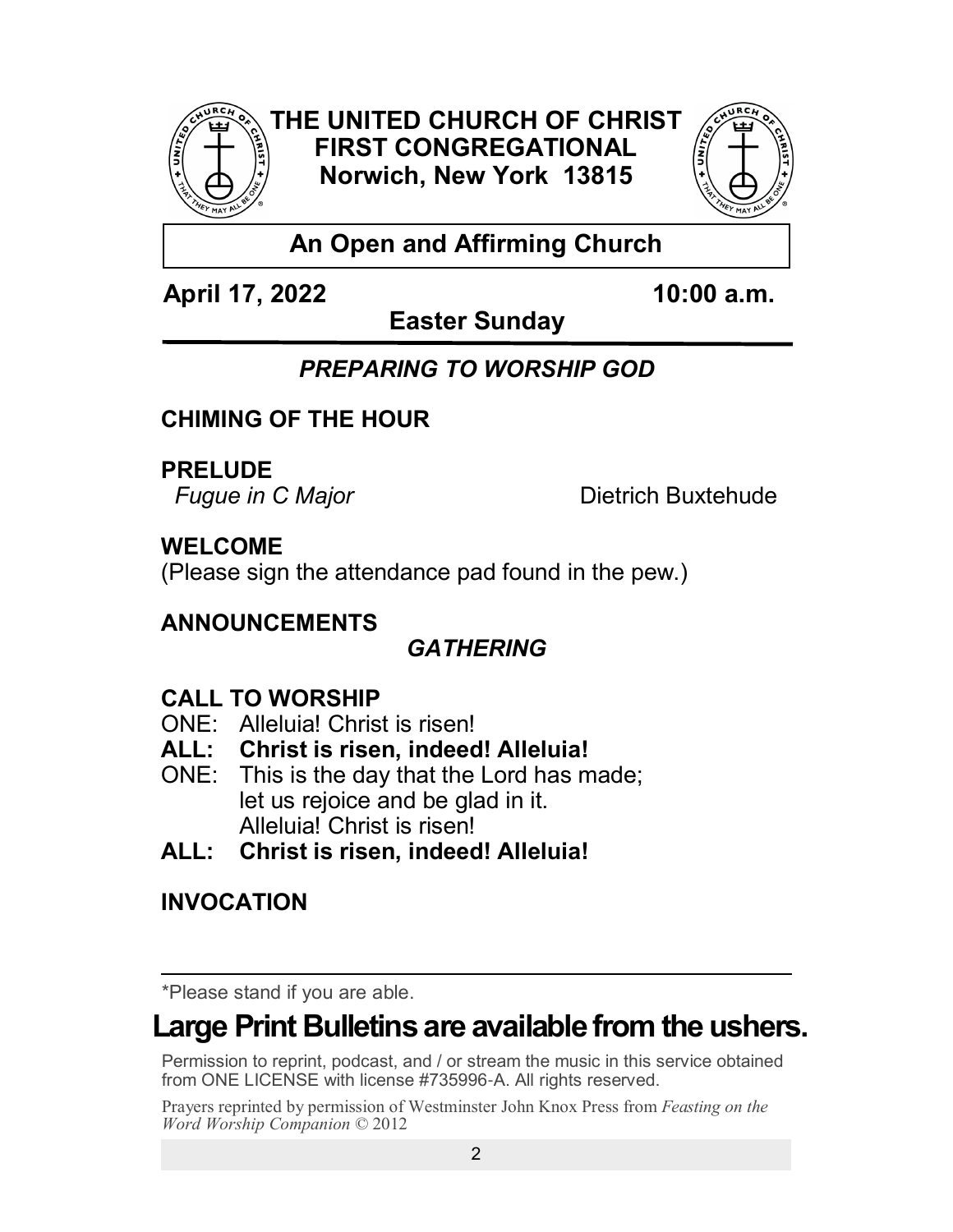# THE UNITED CHURCH OF CHRIST
## FIRST CONGREGATIONAL
## Norwich, New York 13815

**An Open and Affirming Church**

**April 17, 2022** **10:00 a.m.**

**Easter Sunday**

## *PREPARING TO WORSHIP GOD*

**CHIMING OF THE HOUR**

**PRELUDE**
*Fugue in C Major* Dietrich Buxtehude

**WELCOME**
(Please sign the attendance pad found in the pew.)

**ANNOUNCEMENTS**

## *GATHERING*

**CALL TO WORSHIP**

ONE: Alleluia! Christ is risen!
**ALL: Christ is risen, indeed! Alleluia!**
ONE: This is the day that the Lord has made;
let us rejoice and be glad in it.
Alleluia! Christ is risen!
**ALL: Christ is risen, indeed! Alleluia!**

**INVOCATION**

---

*Please stand if you are able.

**Large Print Bulletins are available from the ushers.**

Permission to reprint, podcast, and / or stream the music in this service obtained from ONE LICENSE with license #735996-A. All rights reserved.

Prayers reprinted by permission of Westminster John Knox Press from *Feasting on the Word Worship Companion* © 2012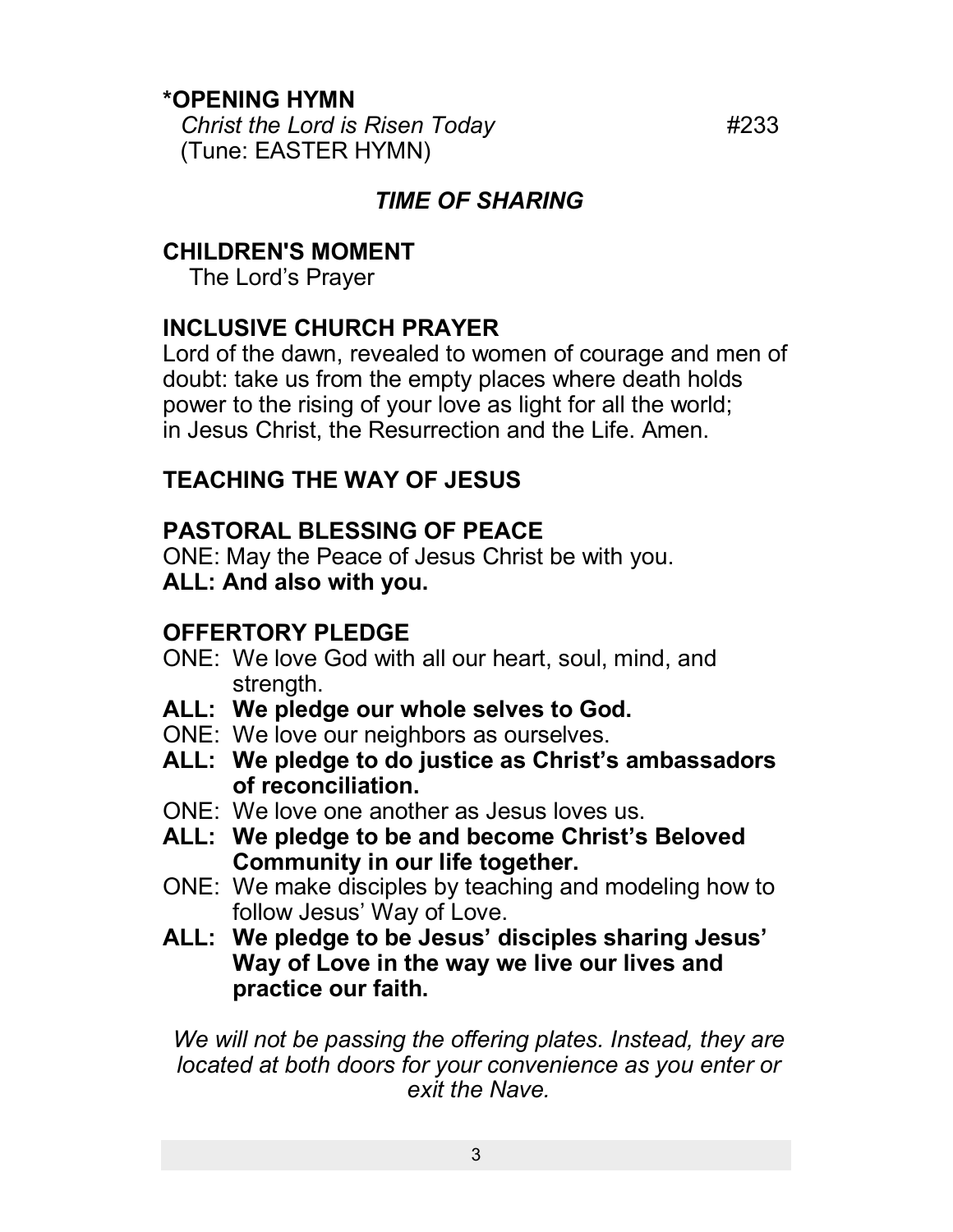**\*OPENING HYMN**

*Christ the Lord is Risen Today* #233
(Tune: EASTER HYMN)

***TIME OF SHARING***

**CHILDREN'S MOMENT**

The Lord's Prayer

**INCLUSIVE CHURCH PRAYER**

Lord of the dawn, revealed to women of courage and men of doubt: take us from the empty places where death holds power to the rising of your love as light for all the world; in Jesus Christ, the Resurrection and the Life. Amen.

**TEACHING THE WAY OF JESUS**

**PASTORAL BLESSING OF PEACE**

ONE: May the Peace of Jesus Christ be with you.
**ALL: And also with you.**

**OFFERTORY PLEDGE**

ONE: We love God with all our heart, soul, mind, and strength.
**ALL: We pledge our whole selves to God.**
ONE: We love our neighbors as ourselves.
**ALL: We pledge to do justice as Christ's ambassadors of reconciliation.**
ONE: We love one another as Jesus loves us.
**ALL: We pledge to be and become Christ's Beloved Community in our life together.**
ONE: We make disciples by teaching and modeling how to follow Jesus' Way of Love.
**ALL: We pledge to be Jesus' disciples sharing Jesus' Way of Love in the way we live our lives and practice our faith.**

*We will not be passing the offering plates. Instead, they are located at both doors for your convenience as you enter or exit the Nave.*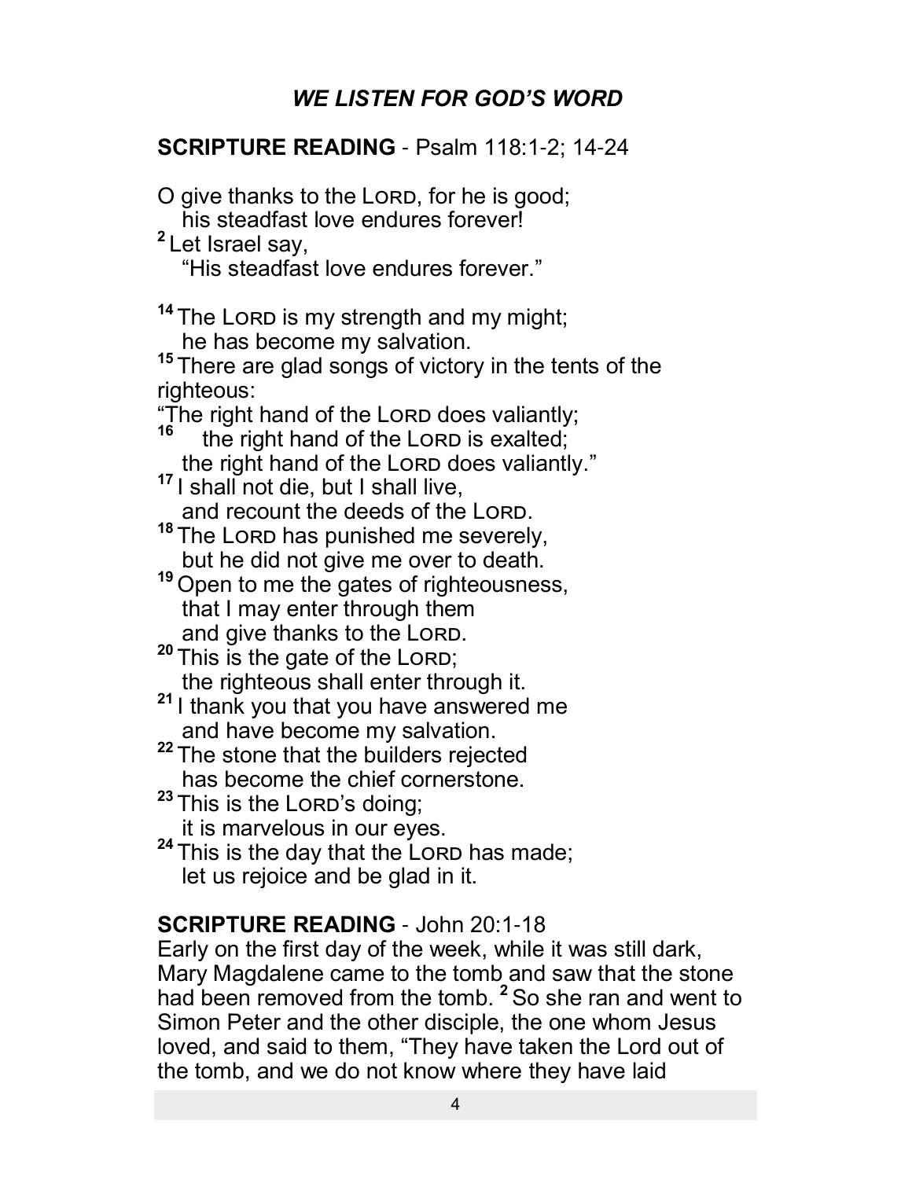## *WE LISTEN FOR GOD'S WORD*

**SCRIPTURE READING** - Psalm 118:1-2; 14-24

O give thanks to the LORD, for he is good;
his steadfast love endures forever!
[2] Let Israel say,
"His steadfast love endures forever."

[14] The LORD is my strength and my might;
he has become my salvation.
[15] There are glad songs of victory in the tents of the righteous:
"The right hand of the LORD does valiantly;
[16] the right hand of the LORD is exalted;
the right hand of the LORD does valiantly."
[17] I shall not die, but I shall live,
and recount the deeds of the LORD.
[18] The LORD has punished me severely,
but he did not give me over to death.
[19] Open to me the gates of righteousness,
that I may enter through them
and give thanks to the LORD.
[20] This is the gate of the LORD;
the righteous shall enter through it.
[21] I thank you that you have answered me
and have become my salvation.
[22] The stone that the builders rejected
has become the chief cornerstone.
[23] This is the LORD's doing;
it is marvelous in our eyes.
[24] This is the day that the LORD has made;
let us rejoice and be glad in it.

**SCRIPTURE READING** - John 20:1-18

Early on the first day of the week, while it was still dark, Mary Magdalene came to the tomb and saw that the stone had been removed from the tomb. [2] So she ran and went to Simon Peter and the other disciple, the one whom Jesus loved, and said to them, "They have taken the Lord out of the tomb, and we do not know where they have laid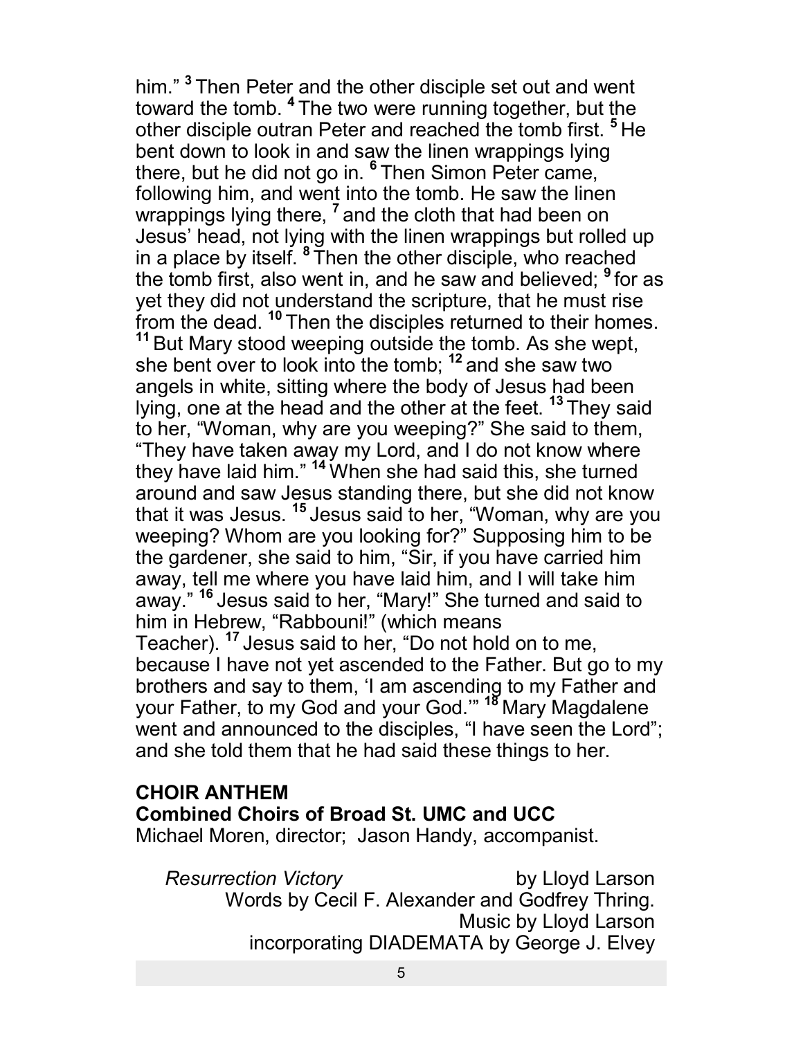him." [3] Then Peter and the other disciple set out and went toward the tomb. [4] The two were running together, but the other disciple outran Peter and reached the tomb first. [5] He bent down to look in and saw the linen wrappings lying there, but he did not go in. [6] Then Simon Peter came, following him, and went into the tomb. He saw the linen wrappings lying there, [7] and the cloth that had been on Jesus' head, not lying with the linen wrappings but rolled up in a place by itself. [8] Then the other disciple, who reached the tomb first, also went in, and he saw and believed; [9] for as yet they did not understand the scripture, that he must rise from the dead. [10] Then the disciples returned to their homes. [11] But Mary stood weeping outside the tomb. As she wept, she bent over to look into the tomb; [12] and she saw two angels in white, sitting where the body of Jesus had been lying, one at the head and the other at the feet. [13] They said to her, "Woman, why are you weeping?" She said to them, "They have taken away my Lord, and I do not know where they have laid him." [14] When she had said this, she turned around and saw Jesus standing there, but she did not know that it was Jesus. [15] Jesus said to her, "Woman, why are you weeping? Whom are you looking for?" Supposing him to be the gardener, she said to him, "Sir, if you have carried him away, tell me where you have laid him, and I will take him away." [16] Jesus said to her, "Mary!" She turned and said to him in Hebrew, "Rabbouni!" (which means Teacher). [17] Jesus said to her, "Do not hold on to me, because I have not yet ascended to the Father. But go to my brothers and say to them, 'I am ascending to my Father and your Father, to my God and your God.'" [18] Mary Magdalene went and announced to the disciples, "I have seen the Lord"; and she told them that he had said these things to her.

**CHOIR ANTHEM**
**Combined Choirs of Broad St. UMC and UCC**
Michael Moren, director; Jason Handy, accompanist.

*Resurrection Victory* by Lloyd Larson
Words by Cecil F. Alexander and Godfrey Thring.
Music by Lloyd Larson
incorporating DIADEMATA by George J. Elvey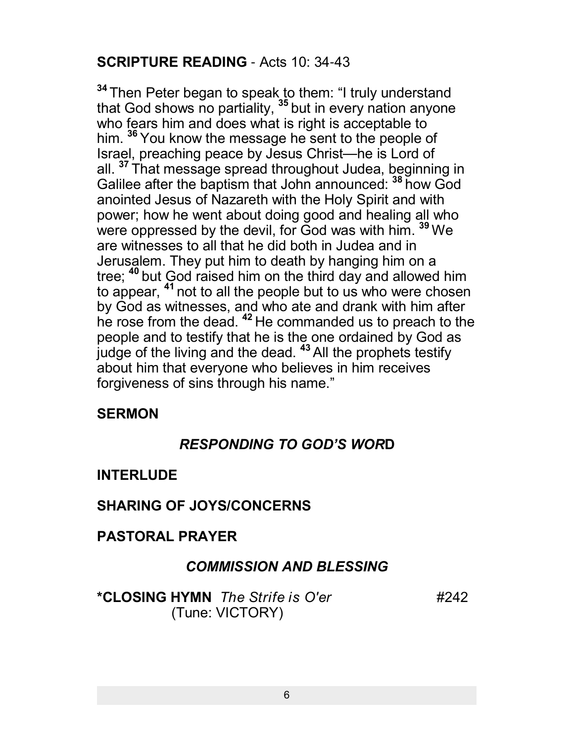**SCRIPTURE READING** - Acts 10: 34-43

**34** Then Peter began to speak to them: “I truly understand that God shows no partiality, **35** but in every nation anyone who fears him and does what is right is acceptable to him. **36** You know the message he sent to the people of Israel, preaching peace by Jesus Christ—he is Lord of all. **37** That message spread throughout Judea, beginning in Galilee after the baptism that John announced: **38** how God anointed Jesus of Nazareth with the Holy Spirit and with power; how he went about doing good and healing all who were oppressed by the devil, for God was with him. **39** We are witnesses to all that he did both in Judea and in Jerusalem. They put him to death by hanging him on a tree; **40** but God raised him on the third day and allowed him to appear, **41** not to all the people but to us who were chosen by God as witnesses, and who ate and drank with him after he rose from the dead. **42** He commanded us to preach to the people and to testify that he is the one ordained by God as judge of the living and the dead. **43** All the prophets testify about him that everyone who believes in him receives forgiveness of sins through his name.”

**SERMON**

***RESPONDING TO GOD’S WORD***

**INTERLUDE**

**SHARING OF JOYS/CONCERNS**

**PASTORAL PRAYER**

***COMMISSION AND BLESSING***

***CLOSING HYMN** *The Strife is O'er* #242
(Tune: VICTORY)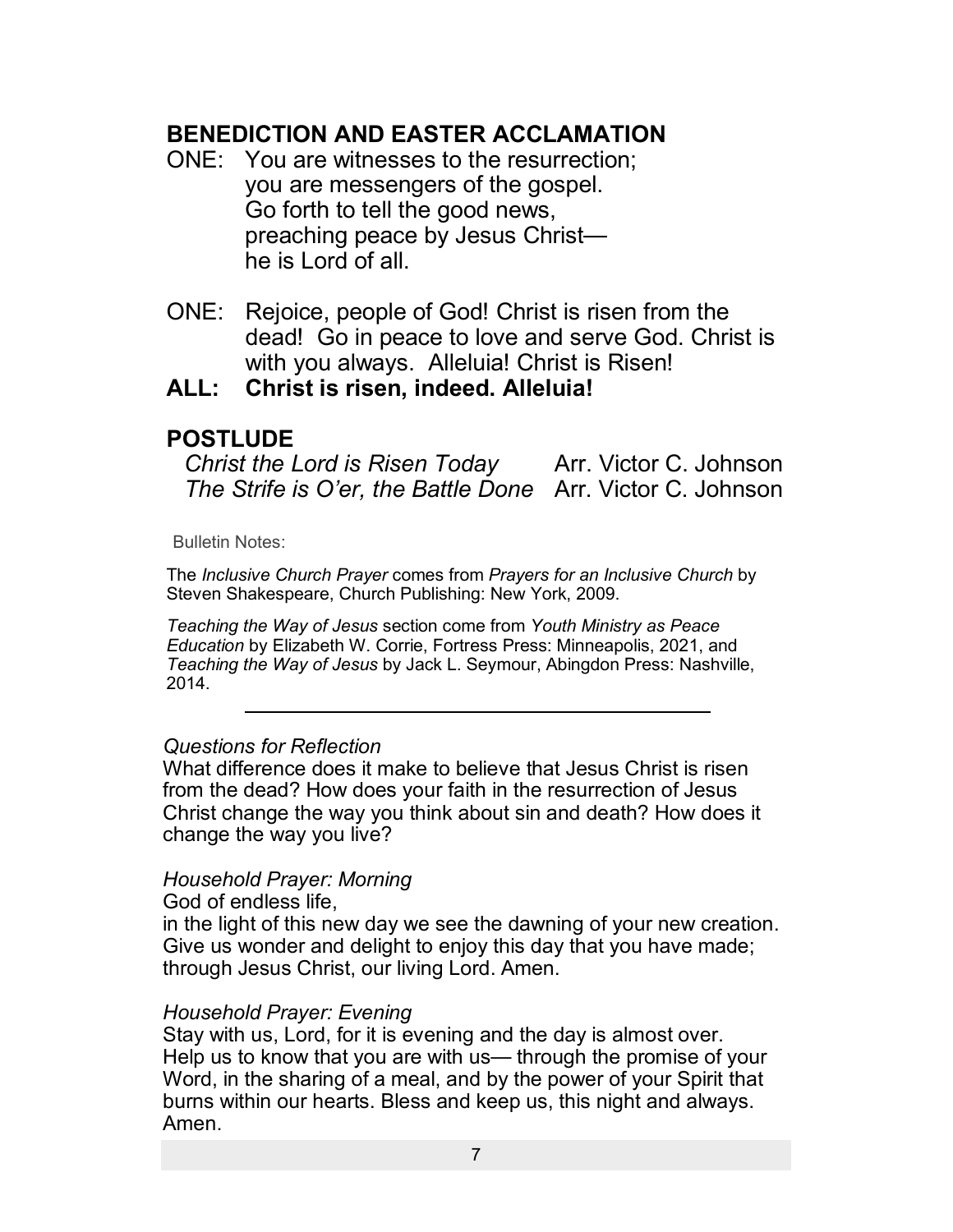## BENEDICTION AND EASTER ACCLAMATION

ONE: You are witnesses to the resurrection;
you are messengers of the gospel.
Go forth to tell the good news,
preaching peace by Jesus Christ—
he is Lord of all.

ONE: Rejoice, people of God! Christ is risen from the dead! Go in peace to love and serve God. Christ is with you always. Alleluia! Christ is Risen!

**ALL: Christ is risen, indeed. Alleluia!**

## POSTLUDE

*Christ the Lord is Risen Today* Arr. Victor C. Johnson
*The Strife is O'er, the Battle Done* Arr. Victor C. Johnson

Bulletin Notes:

The *Inclusive Church Prayer* comes from *Prayers for an Inclusive Church* by Steven Shakespeare, Church Publishing: New York, 2009.

*Teaching the Way of Jesus* section come from *Youth Ministry as Peace Education* by Elizabeth W. Corrie, Fortress Press: Minneapolis, 2021, and *Teaching the Way of Jesus* by Jack L. Seymour, Abingdon Press: Nashville, 2014.

---

*Questions for Reflection*
What difference does it make to believe that Jesus Christ is risen from the dead? How does your faith in the resurrection of Jesus Christ change the way you think about sin and death? How does it change the way you live?

*Household Prayer: Morning*
God of endless life,
in the light of this new day we see the dawning of your new creation. Give us wonder and delight to enjoy this day that you have made; through Jesus Christ, our living Lord. Amen.

*Household Prayer: Evening*
Stay with us, Lord, for it is evening and the day is almost over. Help us to know that you are with us— through the promise of your Word, in the sharing of a meal, and by the power of your Spirit that burns within our hearts. Bless and keep us, this night and always. Amen.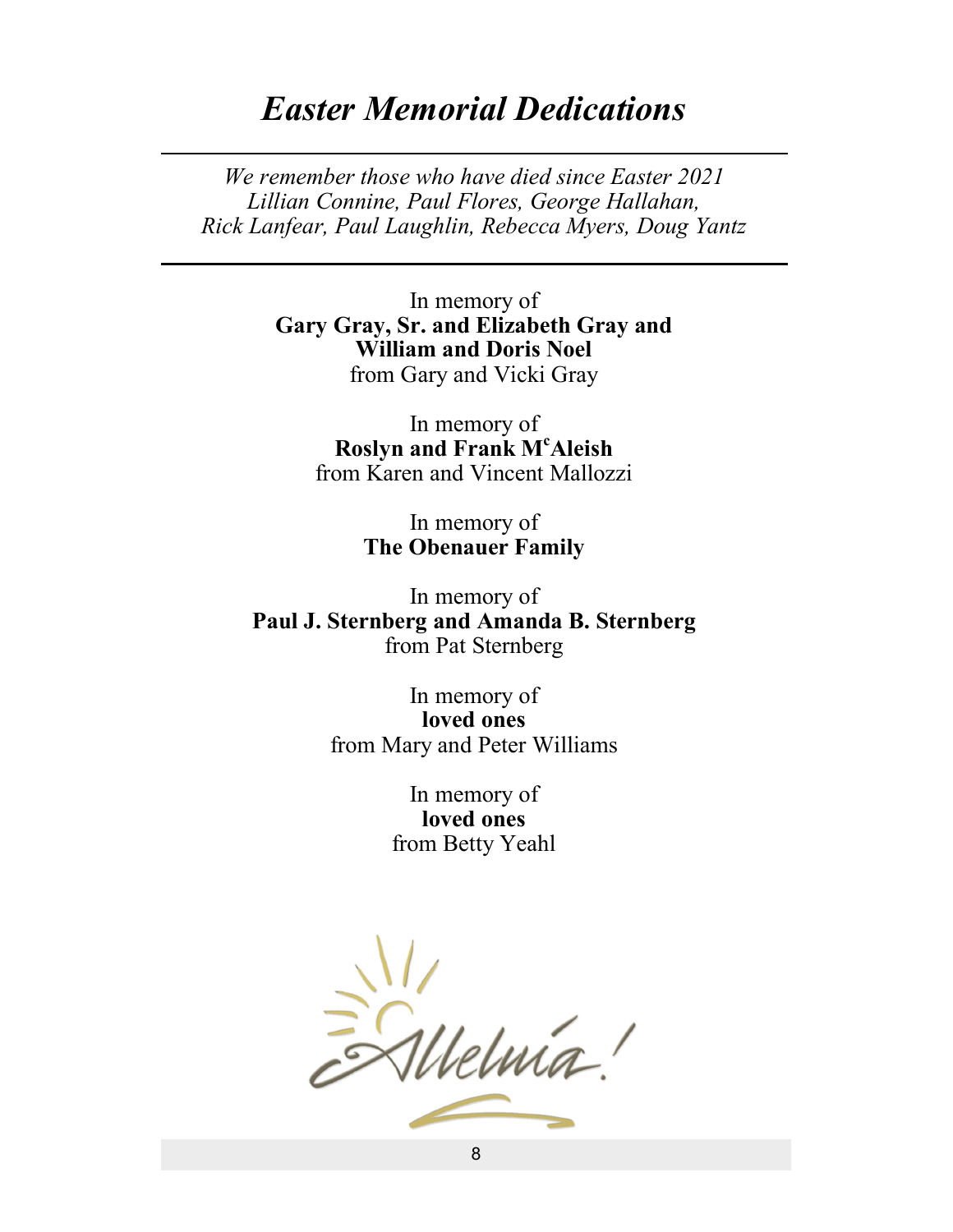# *Easter Memorial Dedications*

---

*We remember those who have died since Easter 2021*
*Lillian Connine, Paul Flores, George Hallahan,*
*Rick Lanfear, Paul Laughlin, Rebecca Myers, Doug Yantz*

---

In memory of
**Gary Gray, Sr. and Elizabeth Gray and**
**William and Doris Noel**
from Gary and Vicki Gray

In memory of
**Roslyn and Frank McAleish**
from Karen and Vincent Mallozzi

In memory of
**The Obenauer Family**

In memory of
**Paul J. Sternberg and Amanda B. Sternberg**
from Pat Sternberg

In memory of
**loved ones**
from Mary and Peter Williams

In memory of
**loved ones**
from Betty Yeahl

Alleluia!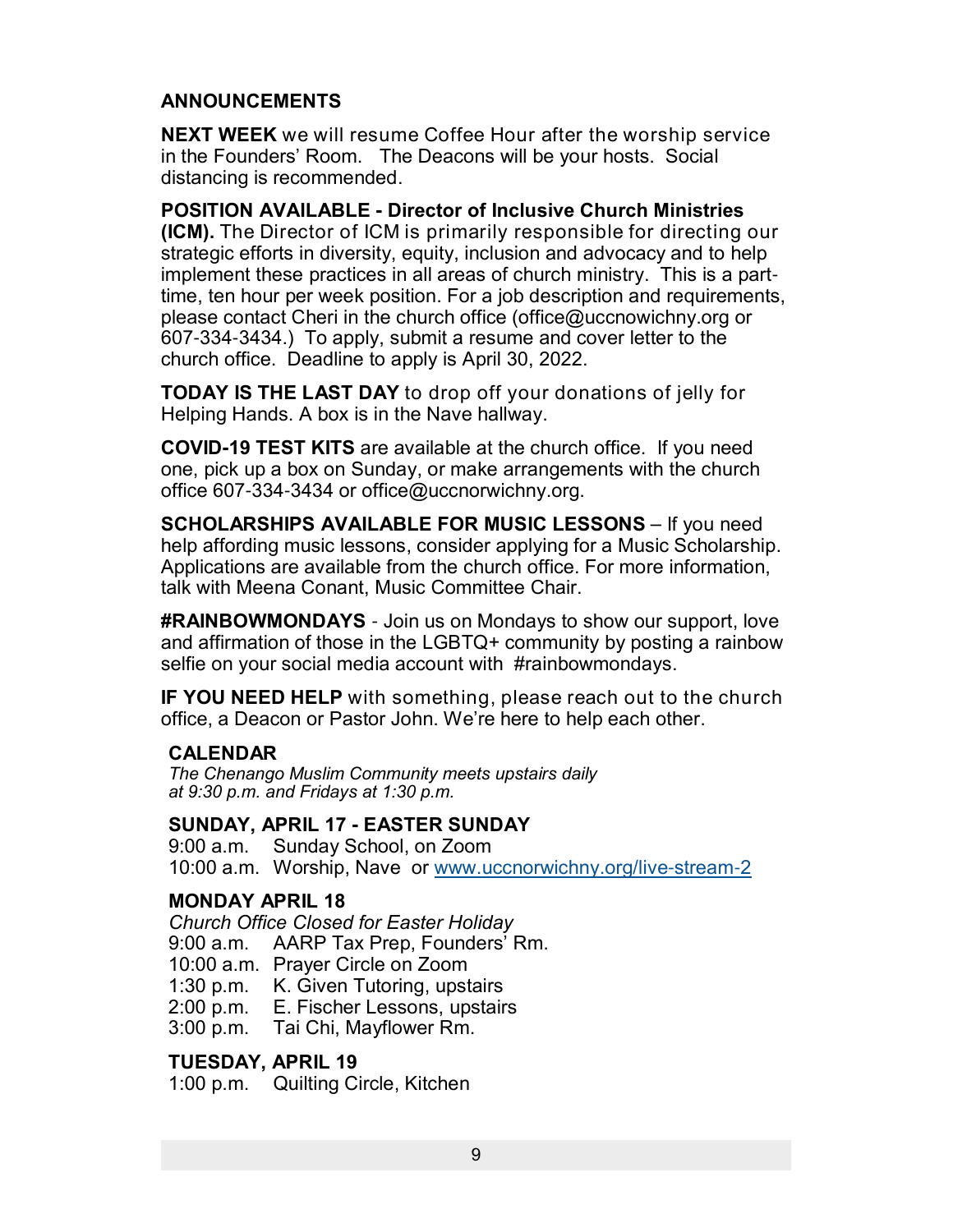## ANNOUNCEMENTS

**NEXT WEEK** we will resume Coffee Hour after the worship service in the Founders' Room. The Deacons will be your hosts. Social distancing is recommended.

**POSITION AVAILABLE - Director of Inclusive Church Ministries (ICM).** The Director of ICM is primarily responsible for directing our strategic efforts in diversity, equity, inclusion and advocacy and to help implement these practices in all areas of church ministry. This is a part-time, ten hour per week position. For a job description and requirements, please contact Cheri in the church office (office@uccnowichny.org or 607-334-3434.) To apply, submit a resume and cover letter to the church office. Deadline to apply is April 30, 2022.

**TODAY IS THE LAST DAY** to drop off your donations of jelly for Helping Hands. A box is in the Nave hallway.

**COVID-19 TEST KITS** are available at the church office. If you need one, pick up a box on Sunday, or make arrangements with the church office 607-334-3434 or office@uccnorwichny.org.

**SCHOLARSHIPS AVAILABLE FOR MUSIC LESSONS** – If you need help affording music lessons, consider applying for a Music Scholarship. Applications are available from the church office. For more information, talk with Meena Conant, Music Committee Chair.

**#RAINBOWMONDAYS** - Join us on Mondays to show our support, love and affirmation of those in the LGBTQ+ community by posting a rainbow selfie on your social media account with #rainbowmondays.

**IF YOU NEED HELP** with something, please reach out to the church office, a Deacon or Pastor John. We're here to help each other.

### CALENDAR

*The Chenango Muslim Community meets upstairs daily at 9:30 p.m. and Fridays at 1:30 p.m.*

### SUNDAY, APRIL 17 - EASTER SUNDAY

9:00 a.m. Sunday School, on Zoom
10:00 a.m. Worship, Nave or www.uccnorwichny.org/live-stream-2

### MONDAY APRIL 18

*Church Office Closed for Easter Holiday*
9:00 a.m. AARP Tax Prep, Founders' Rm.
10:00 a.m. Prayer Circle on Zoom
1:30 p.m. K. Given Tutoring, upstairs
2:00 p.m. E. Fischer Lessons, upstairs
3:00 p.m. Tai Chi, Mayflower Rm.

### TUESDAY, APRIL 19

1:00 p.m. Quilting Circle, Kitchen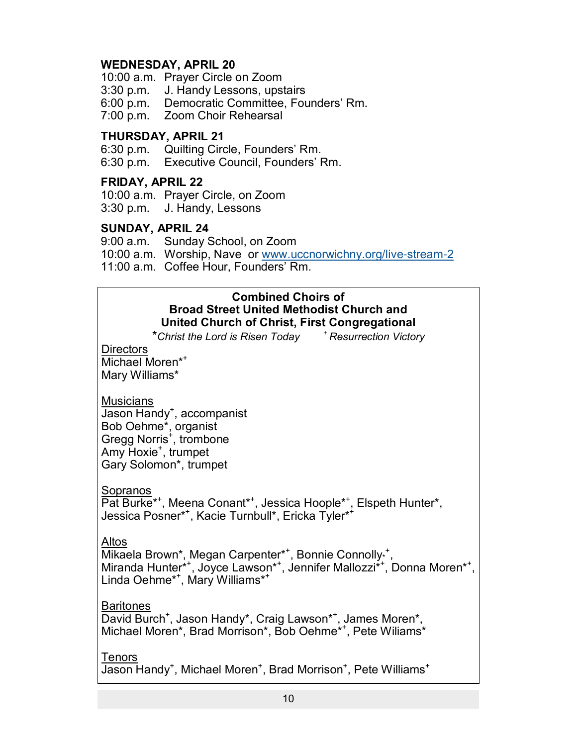**WEDNESDAY, APRIL 20**

10:00 a.m. Prayer Circle on Zoom
3:30 p.m. J. Handy Lessons, upstairs
6:00 p.m. Democratic Committee, Founders' Rm.
7:00 p.m. Zoom Choir Rehearsal

**THURSDAY, APRIL 21**

6:30 p.m. Quilting Circle, Founders' Rm.
6:30 p.m. Executive Council, Founders' Rm.

**FRIDAY, APRIL 22**

10:00 a.m. Prayer Circle, on Zoom
3:30 p.m. J. Handy, Lessons

**SUNDAY, APRIL 24**

9:00 a.m. Sunday School, on Zoom
10:00 a.m. Worship, Nave or www.uccnorwichny.org/live-stream-2
11:00 a.m. Coffee Hour, Founders' Rm.

**Combined Choirs of**
**Broad Street United Methodist Church and**
**United Church of Christ, First Congregational**

*\*Christ the Lord is Risen Today* *+ Resurrection Victory*

Directors
Michael Moren*+
Mary Williams*

Musicians
Jason Handy+, accompanist
Bob Oehme*, organist
Gregg Norris+, trombone
Amy Hoxie+, trumpet
Gary Solomon*, trumpet

Sopranos
Pat Burke*+, Meena Conant*+, Jessica Hoople*+, Elspeth Hunter*, Jessica Posner*+, Kacie Turnbull*, Ericka Tyler*+

Altos
Mikaela Brown*, Megan Carpenter*+, Bonnie Connolly*+, Miranda Hunter*+, Joyce Lawson*+, Jennifer Mallozzi*+, Donna Moren*+, Linda Oehme*+, Mary Williams*+

Baritones
David Burch+, Jason Handy*, Craig Lawson*+, James Moren*, Michael Moren*, Brad Morrison*, Bob Oehme*+, Pete Wiliams*

Tenors
Jason Handy+, Michael Moren+, Brad Morrison+, Pete Williams+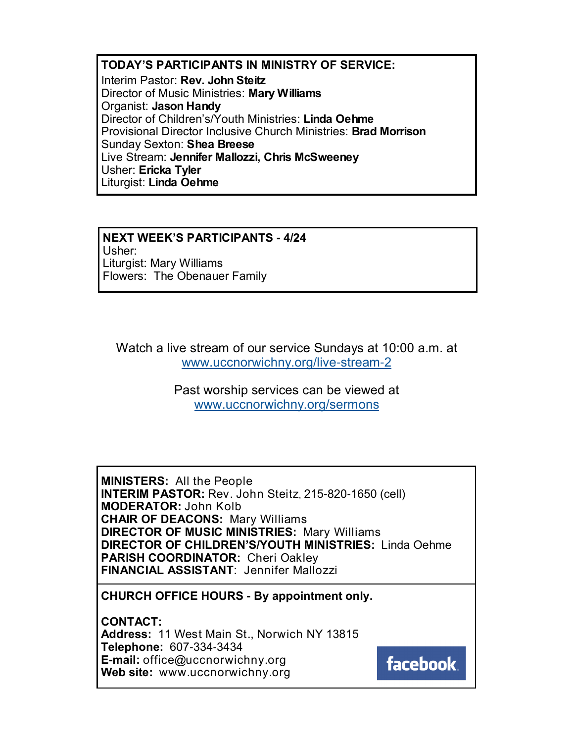**TODAY'S PARTICIPANTS IN MINISTRY OF SERVICE:**
Interim Pastor: **Rev. John Steitz**
Director of Music Ministries: **Mary Williams**
Organist: **Jason Handy**
Director of Children's/Youth Ministries: **Linda Oehme**
Provisional Director Inclusive Church Ministries: **Brad Morrison**
Sunday Sexton: **Shea Breese**
Live Stream: **Jennifer Mallozzi, Chris McSweeney**
Usher: **Ericka Tyler**
Liturgist: **Linda Oehme**

**NEXT WEEK'S PARTICIPANTS - 4/24**
Usher:
Liturgist: Mary Williams
Flowers: The Obenauer Family

Watch a live stream of our service Sundays at 10:00 a.m. at
www.uccnorwichny.org/live-stream-2

Past worship services can be viewed at
www.uccnorwichny.org/sermons

**MINISTERS:** All the People
**INTERIM PASTOR:** Rev. John Steitz, 215-820-1650 (cell)
**MODERATOR:** John Kolb
**CHAIR OF DEACONS:** Mary Williams
**DIRECTOR OF MUSIC MINISTRIES:** Mary Williams
**DIRECTOR OF CHILDREN'S/YOUTH MINISTRIES:** Linda Oehme
**PARISH COORDINATOR:** Cheri Oakley
**FINANCIAL ASSISTANT**: Jennifer Mallozzi

**CHURCH OFFICE HOURS - By appointment only.**

**CONTACT:**
**Address:** 11 West Main St., Norwich NY 13815
**Telephone:** 607-334-3434
**E-mail:** office@uccnorwichny.org
**Web site:** www.uccnorwichny.org

facebook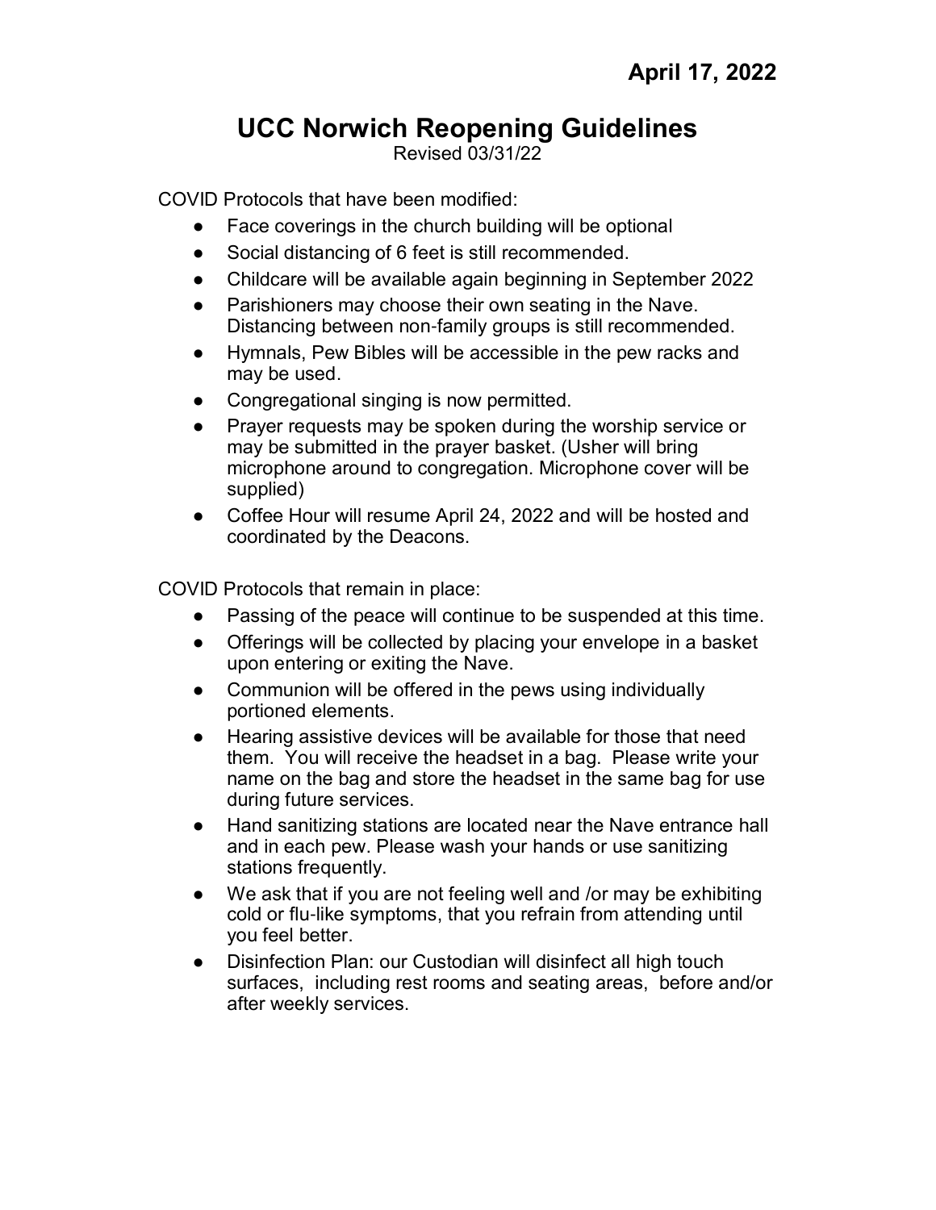**April 17, 2022**

# UCC Norwich Reopening Guidelines

Revised 03/31/22

COVID Protocols that have been modified:

- Face coverings in the church building will be optional
- Social distancing of 6 feet is still recommended.
- Childcare will be available again beginning in September 2022
- Parishioners may choose their own seating in the Nave. Distancing between non-family groups is still recommended.
- Hymnals, Pew Bibles will be accessible in the pew racks and may be used.
- Congregational singing is now permitted.
- Prayer requests may be spoken during the worship service or may be submitted in the prayer basket. (Usher will bring microphone around to congregation. Microphone cover will be supplied)
- Coffee Hour will resume April 24, 2022 and will be hosted and coordinated by the Deacons.

COVID Protocols that remain in place:

- Passing of the peace will continue to be suspended at this time.
- Offerings will be collected by placing your envelope in a basket upon entering or exiting the Nave.
- Communion will be offered in the pews using individually portioned elements.
- Hearing assistive devices will be available for those that need them. You will receive the headset in a bag. Please write your name on the bag and store the headset in the same bag for use during future services.
- Hand sanitizing stations are located near the Nave entrance hall and in each pew. Please wash your hands or use sanitizing stations frequently.
- We ask that if you are not feeling well and /or may be exhibiting cold or flu-like symptoms, that you refrain from attending until you feel better.
- Disinfection Plan: our Custodian will disinfect all high touch surfaces, including rest rooms and seating areas, before and/or after weekly services.